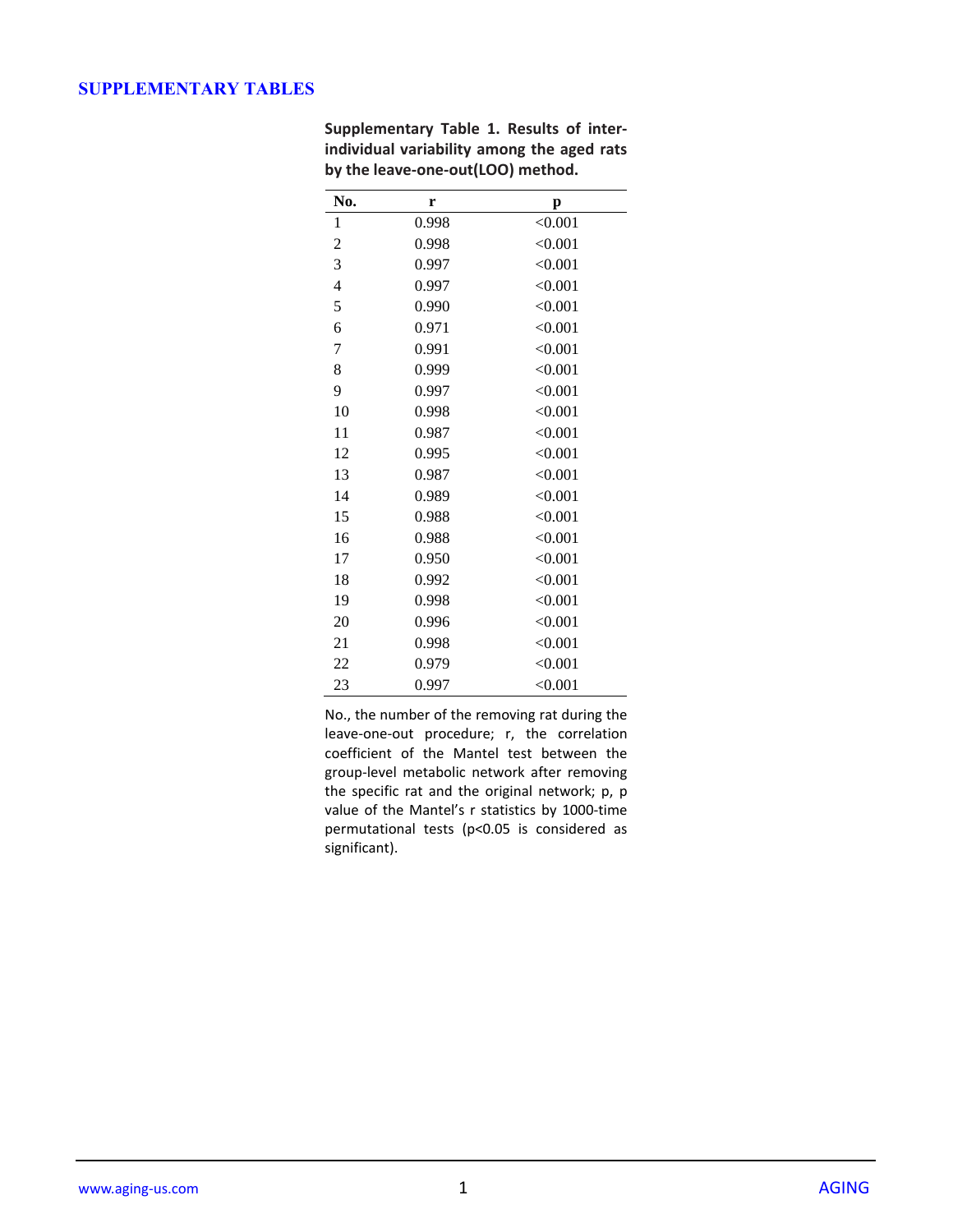# SUPPLEMENTARY TABLES

**Supplementary Table 1. Results of inter-individual variability among the aged rats by the leave-one-out(LOO) method.**

| No. | r | p |
|---|---|---|
| 1 | 0.998 | <0.001 |
| 2 | 0.998 | <0.001 |
| 3 | 0.997 | <0.001 |
| 4 | 0.997 | <0.001 |
| 5 | 0.990 | <0.001 |
| 6 | 0.971 | <0.001 |
| 7 | 0.991 | <0.001 |
| 8 | 0.999 | <0.001 |
| 9 | 0.997 | <0.001 |
| 10 | 0.998 | <0.001 |
| 11 | 0.987 | <0.001 |
| 12 | 0.995 | <0.001 |
| 13 | 0.987 | <0.001 |
| 14 | 0.989 | <0.001 |
| 15 | 0.988 | <0.001 |
| 16 | 0.988 | <0.001 |
| 17 | 0.950 | <0.001 |
| 18 | 0.992 | <0.001 |
| 19 | 0.998 | <0.001 |
| 20 | 0.996 | <0.001 |
| 21 | 0.998 | <0.001 |
| 22 | 0.979 | <0.001 |
| 23 | 0.997 | <0.001 |

No., the number of the removing rat during the leave-one-out procedure; r, the correlation coefficient of the Mantel test between the group-level metabolic network after removing the specific rat and the original network; p, p value of the Mantel's r statistics by 1000-time permutational tests ($p<0.05$ is considered as significant).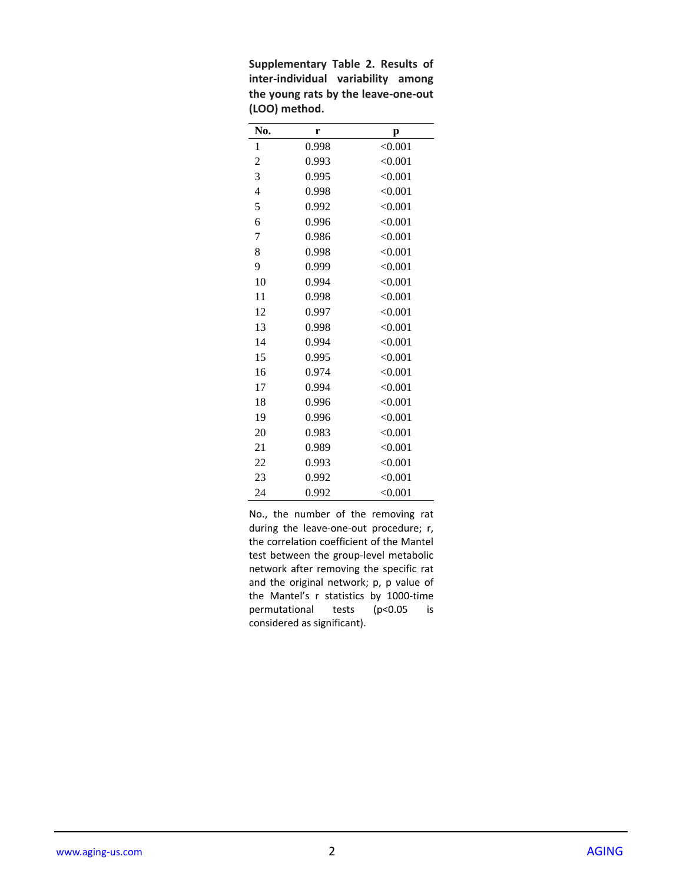**Supplementary Table 2. Results of inter-individual variability among the young rats by the leave-one-out (LOO) method.**

| No. | r | p |
|---|---|---|
| 1 | 0.998 | <0.001 |
| 2 | 0.993 | <0.001 |
| 3 | 0.995 | <0.001 |
| 4 | 0.998 | <0.001 |
| 5 | 0.992 | <0.001 |
| 6 | 0.996 | <0.001 |
| 7 | 0.986 | <0.001 |
| 8 | 0.998 | <0.001 |
| 9 | 0.999 | <0.001 |
| 10 | 0.994 | <0.001 |
| 11 | 0.998 | <0.001 |
| 12 | 0.997 | <0.001 |
| 13 | 0.998 | <0.001 |
| 14 | 0.994 | <0.001 |
| 15 | 0.995 | <0.001 |
| 16 | 0.974 | <0.001 |
| 17 | 0.994 | <0.001 |
| 18 | 0.996 | <0.001 |
| 19 | 0.996 | <0.001 |
| 20 | 0.983 | <0.001 |
| 21 | 0.989 | <0.001 |
| 22 | 0.993 | <0.001 |
| 23 | 0.992 | <0.001 |
| 24 | 0.992 | <0.001 |

No., the number of the removing rat during the leave-one-out procedure; r, the correlation coefficient of the Mantel test between the group-level metabolic network after removing the specific rat and the original network; p, p value of the Mantel's r statistics by 1000-time permutational tests ($p<0.05$ is considered as significant).